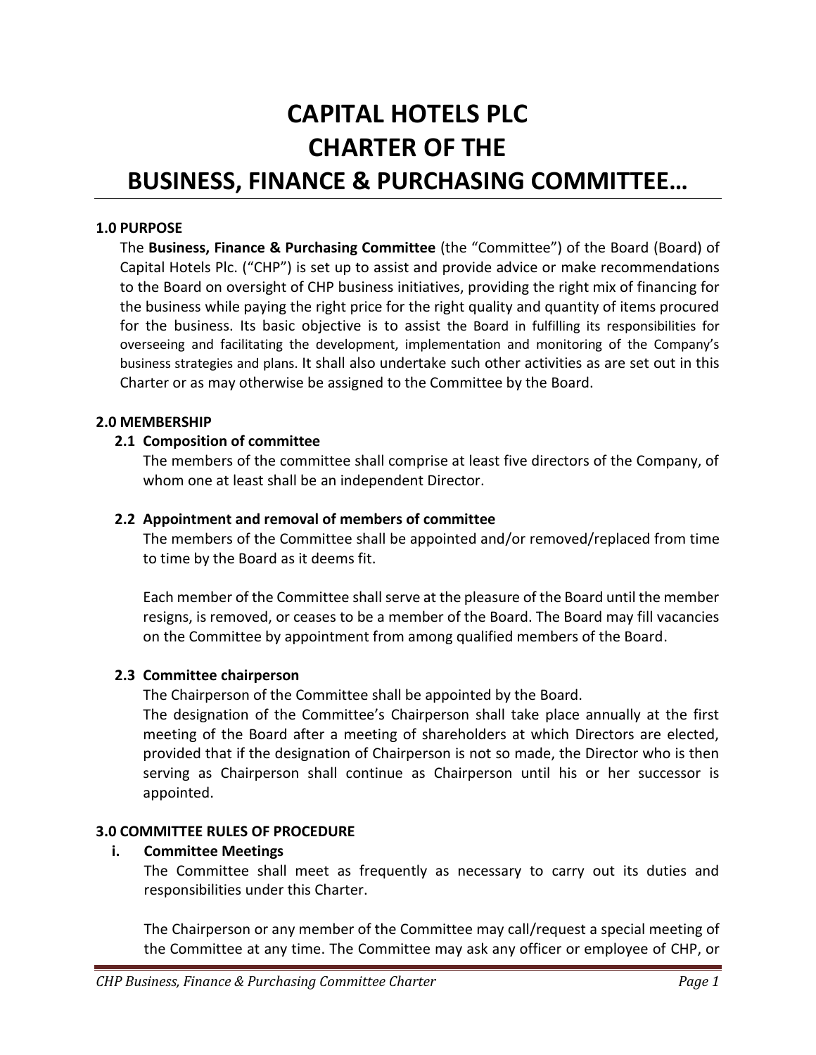# CAPITAL HOTELS PLC
# CHARTER OF THE
# BUSINESS, FINANCE & PURCHASING COMMITTEE…

## 1.0 PURPOSE

The **Business, Finance & Purchasing Committee** (the "Committee") of the Board (Board) of Capital Hotels Plc. ("CHP") is set up to assist and provide advice or make recommendations to the Board on oversight of CHP business initiatives, providing the right mix of financing for the business while paying the right price for the right quality and quantity of items procured for the business. Its basic objective is to assist the Board in fulfilling its responsibilities for overseeing and facilitating the development, implementation and monitoring of the Company's business strategies and plans. It shall also undertake such other activities as are set out in this Charter or as may otherwise be assigned to the Committee by the Board.

## 2.0 MEMBERSHIP

### 2.1 Composition of committee

The members of the committee shall comprise at least five directors of the Company, of whom one at least shall be an independent Director.

### 2.2 Appointment and removal of members of committee

The members of the Committee shall be appointed and/or removed/replaced from time to time by the Board as it deems fit.

Each member of the Committee shall serve at the pleasure of the Board until the member resigns, is removed, or ceases to be a member of the Board. The Board may fill vacancies on the Committee by appointment from among qualified members of the Board.

### 2.3 Committee chairperson

The Chairperson of the Committee shall be appointed by the Board.

The designation of the Committee's Chairperson shall take place annually at the first meeting of the Board after a meeting of shareholders at which Directors are elected, provided that if the designation of Chairperson is not so made, the Director who is then serving as Chairperson shall continue as Chairperson until his or her successor is appointed.

## 3.0 COMMITTEE RULES OF PROCEDURE

### i. Committee Meetings

The Committee shall meet as frequently as necessary to carry out its duties and responsibilities under this Charter.

The Chairperson or any member of the Committee may call/request a special meeting of the Committee at any time. The Committee may ask any officer or employee of CHP, or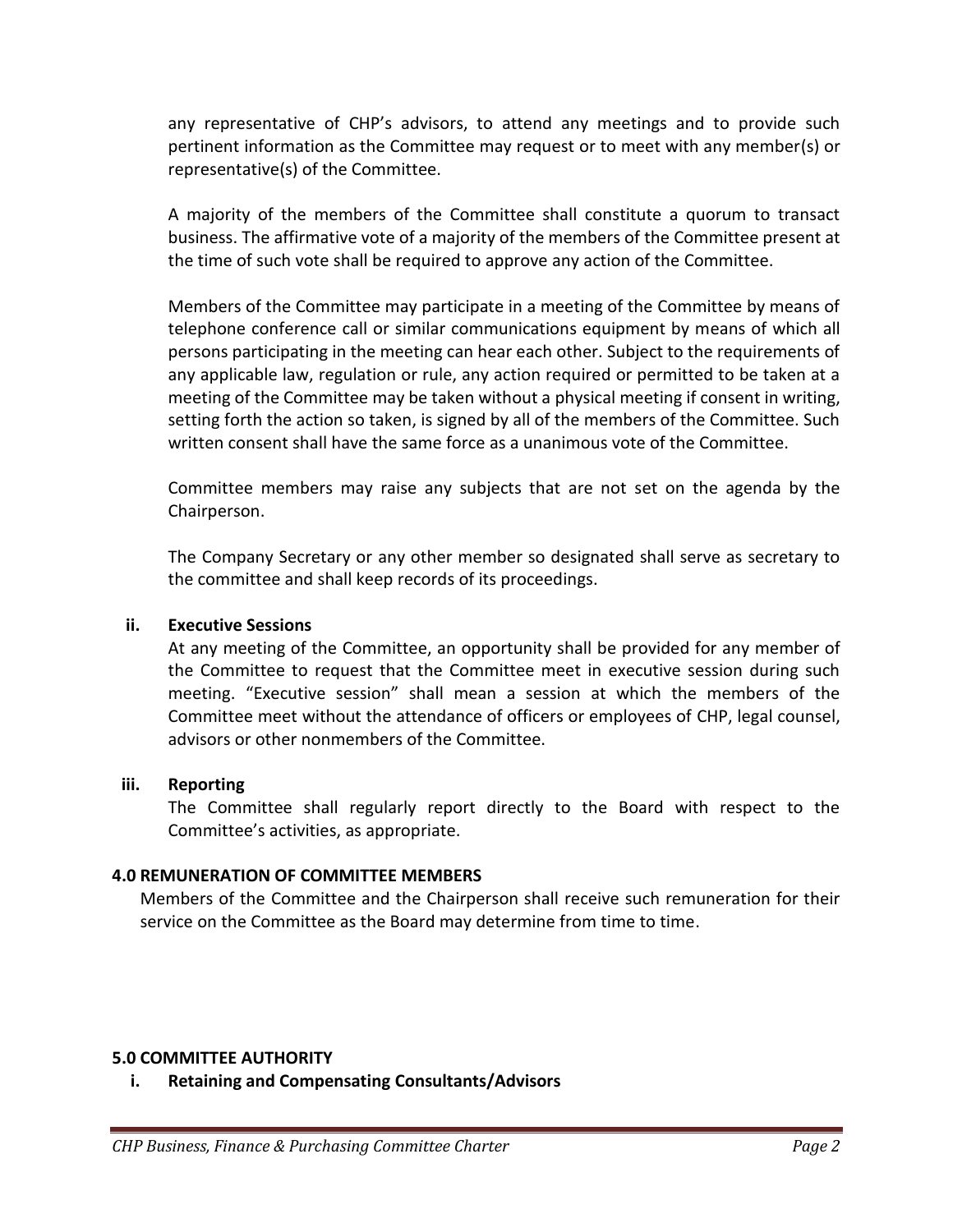any representative of CHP's advisors, to attend any meetings and to provide such pertinent information as the Committee may request or to meet with any member(s) or representative(s) of the Committee.

A majority of the members of the Committee shall constitute a quorum to transact business. The affirmative vote of a majority of the members of the Committee present at the time of such vote shall be required to approve any action of the Committee.

Members of the Committee may participate in a meeting of the Committee by means of telephone conference call or similar communications equipment by means of which all persons participating in the meeting can hear each other. Subject to the requirements of any applicable law, regulation or rule, any action required or permitted to be taken at a meeting of the Committee may be taken without a physical meeting if consent in writing, setting forth the action so taken, is signed by all of the members of the Committee. Such written consent shall have the same force as a unanimous vote of the Committee.

Committee members may raise any subjects that are not set on the agenda by the Chairperson.

The Company Secretary or any other member so designated shall serve as secretary to the committee and shall keep records of its proceedings.

### ii. Executive Sessions

At any meeting of the Committee, an opportunity shall be provided for any member of the Committee to request that the Committee meet in executive session during such meeting. "Executive session" shall mean a session at which the members of the Committee meet without the attendance of officers or employees of CHP, legal counsel, advisors or other nonmembers of the Committee.

### iii. Reporting

The Committee shall regularly report directly to the Board with respect to the Committee's activities, as appropriate.

## 4.0 REMUNERATION OF COMMITTEE MEMBERS

Members of the Committee and the Chairperson shall receive such remuneration for their service on the Committee as the Board may determine from time to time.

## 5.0 COMMITTEE AUTHORITY

### i. Retaining and Compensating Consultants/Advisors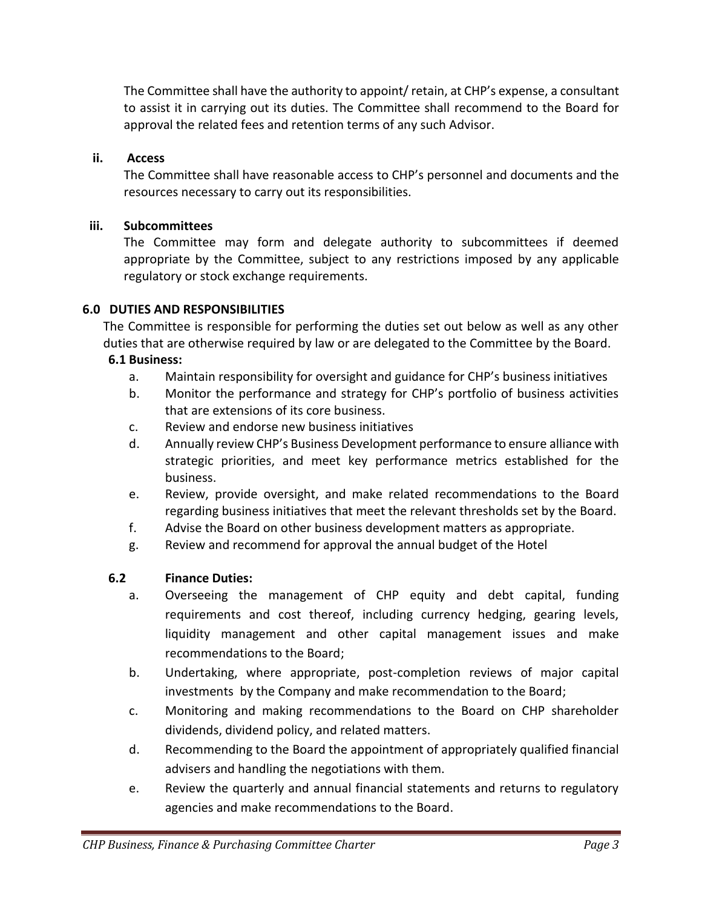The Committee shall have the authority to appoint/ retain, at CHP's expense, a consultant to assist it in carrying out its duties. The Committee shall recommend to the Board for approval the related fees and retention terms of any such Advisor.

**ii. Access**

The Committee shall have reasonable access to CHP's personnel and documents and the resources necessary to carry out its responsibilities.

**iii. Subcommittees**

The Committee may form and delegate authority to subcommittees if deemed appropriate by the Committee, subject to any restrictions imposed by any applicable regulatory or stock exchange requirements.

## 6.0 DUTIES AND RESPONSIBILITIES

The Committee is responsible for performing the duties set out below as well as any other duties that are otherwise required by law or are delegated to the Committee by the Board.

### 6.1 Business:

a. Maintain responsibility for oversight and guidance for CHP's business initiatives
b. Monitor the performance and strategy for CHP's portfolio of business activities that are extensions of its core business.
c. Review and endorse new business initiatives
d. Annually review CHP's Business Development performance to ensure alliance with strategic priorities, and meet key performance metrics established for the business.
e. Review, provide oversight, and make related recommendations to the Board regarding business initiatives that meet the relevant thresholds set by the Board.
f. Advise the Board on other business development matters as appropriate.
g. Review and recommend for approval the annual budget of the Hotel

### 6.2 Finance Duties:

a. Overseeing the management of CHP equity and debt capital, funding requirements and cost thereof, including currency hedging, gearing levels, liquidity management and other capital management issues and make recommendations to the Board;
b. Undertaking, where appropriate, post-completion reviews of major capital investments by the Company and make recommendation to the Board;
c. Monitoring and making recommendations to the Board on CHP shareholder dividends, dividend policy, and related matters.
d. Recommending to the Board the appointment of appropriately qualified financial advisers and handling the negotiations with them.
e. Review the quarterly and annual financial statements and returns to regulatory agencies and make recommendations to the Board.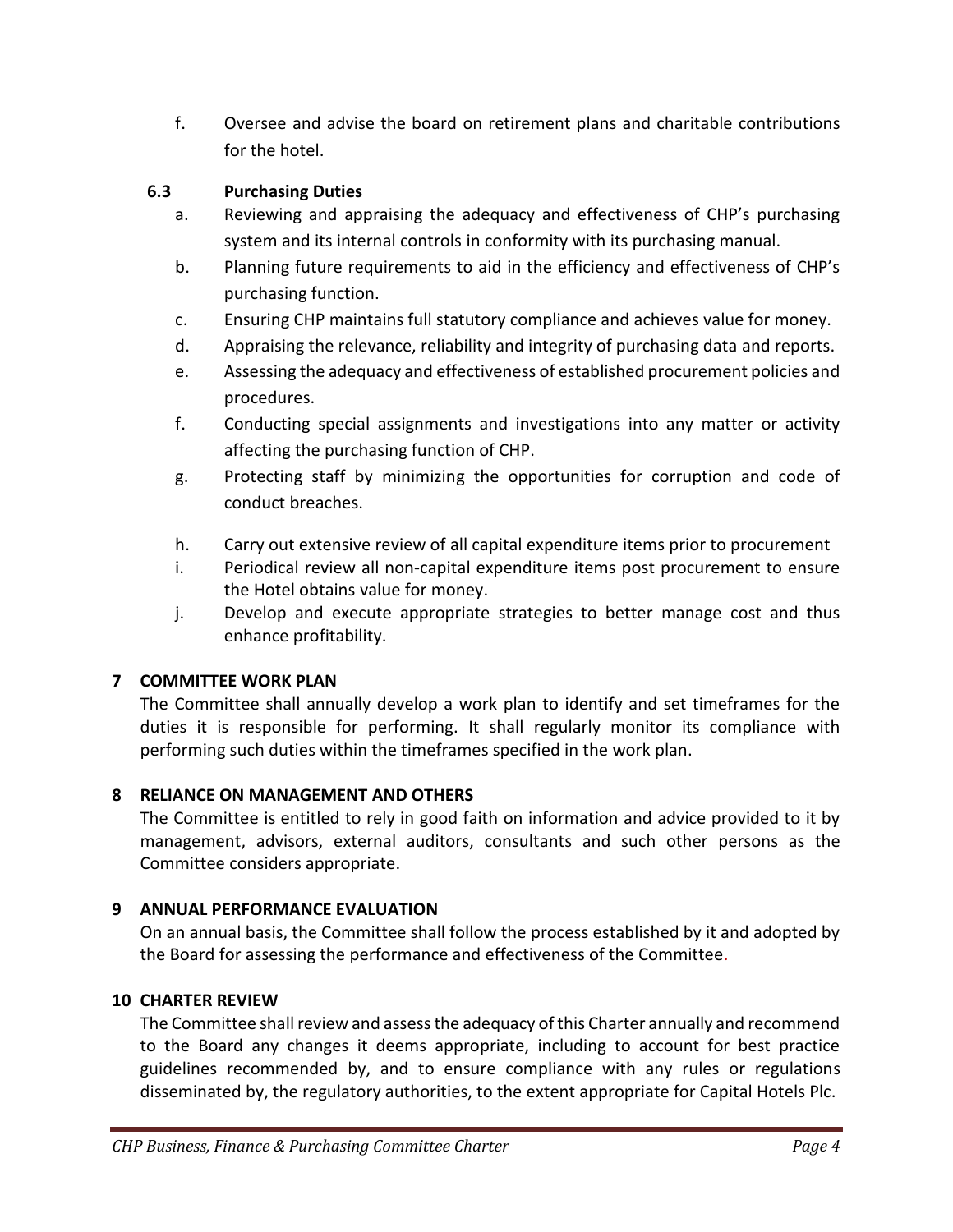f. Oversee and advise the board on retirement plans and charitable contributions for the hotel.

### 6.3 Purchasing Duties

a. Reviewing and appraising the adequacy and effectiveness of CHP's purchasing system and its internal controls in conformity with its purchasing manual.

b. Planning future requirements to aid in the efficiency and effectiveness of CHP's purchasing function.

c. Ensuring CHP maintains full statutory compliance and achieves value for money.

d. Appraising the relevance, reliability and integrity of purchasing data and reports.

e. Assessing the adequacy and effectiveness of established procurement policies and procedures.

f. Conducting special assignments and investigations into any matter or activity affecting the purchasing function of CHP.

g. Protecting staff by minimizing the opportunities for corruption and code of conduct breaches.

h. Carry out extensive review of all capital expenditure items prior to procurement

i. Periodical review all non-capital expenditure items post procurement to ensure the Hotel obtains value for money.

j. Develop and execute appropriate strategies to better manage cost and thus enhance profitability.

## 7 COMMITTEE WORK PLAN

The Committee shall annually develop a work plan to identify and set timeframes for the duties it is responsible for performing. It shall regularly monitor its compliance with performing such duties within the timeframes specified in the work plan.

## 8 RELIANCE ON MANAGEMENT AND OTHERS

The Committee is entitled to rely in good faith on information and advice provided to it by management, advisors, external auditors, consultants and such other persons as the Committee considers appropriate.

## 9 ANNUAL PERFORMANCE EVALUATION

On an annual basis, the Committee shall follow the process established by it and adopted by the Board for assessing the performance and effectiveness of the Committee.

## 10 CHARTER REVIEW

The Committee shall review and assess the adequacy of this Charter annually and recommend to the Board any changes it deems appropriate, including to account for best practice guidelines recommended by, and to ensure compliance with any rules or regulations disseminated by, the regulatory authorities, to the extent appropriate for Capital Hotels Plc.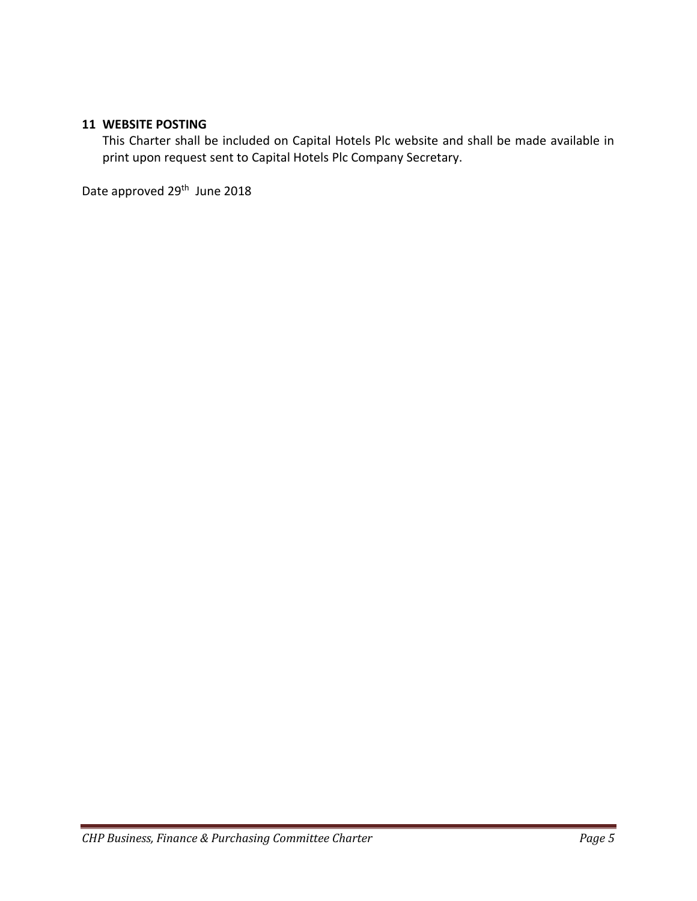## 11 WEBSITE POSTING

This Charter shall be included on Capital Hotels Plc website and shall be made available in print upon request sent to Capital Hotels Plc Company Secretary.

Date approved 29th June 2018